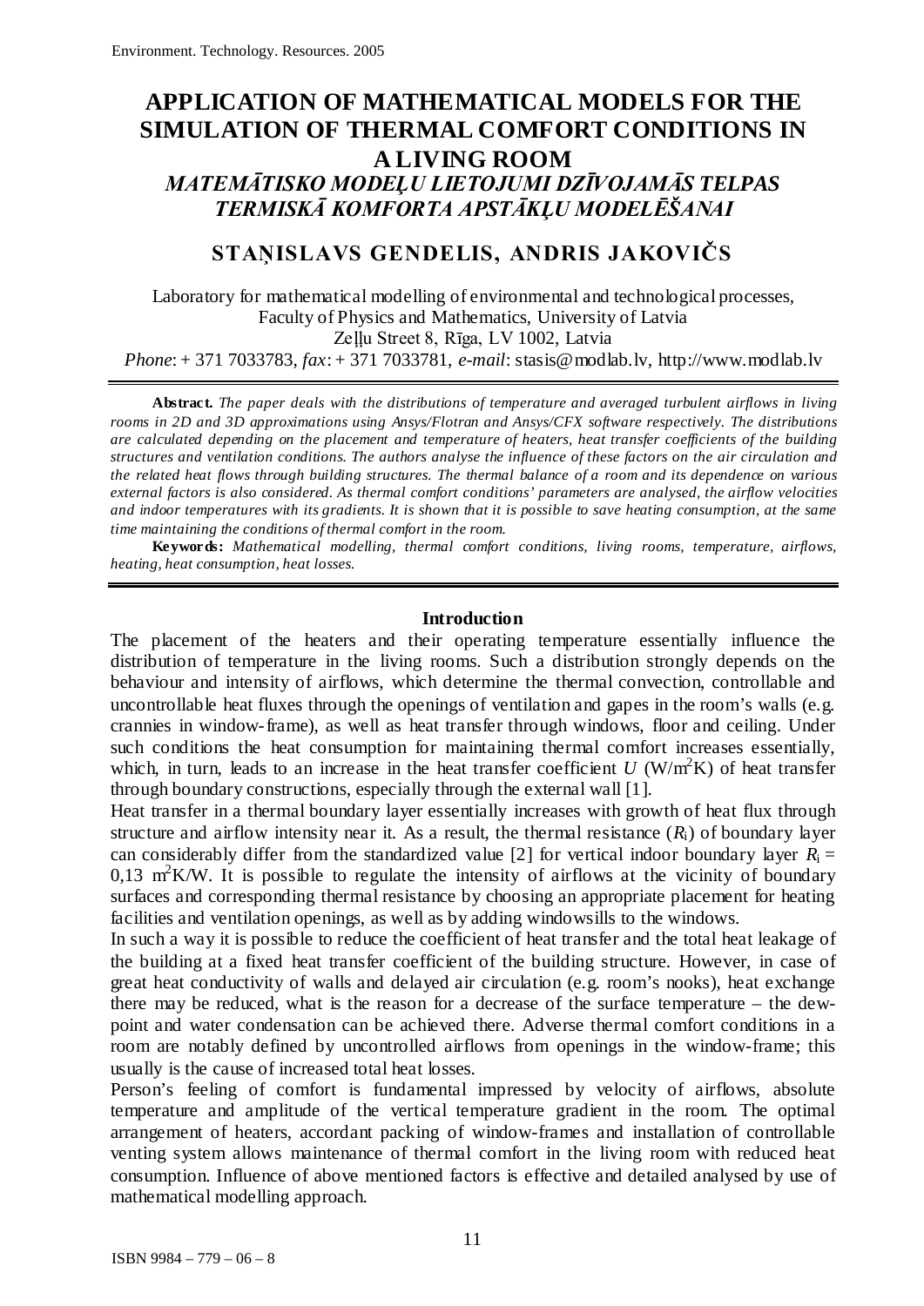# APPLICATION OF MATHEMATICAL MODELS FOR THE SIMULATION OF THERMAL COMFORT CONDITIONS IN A LIVING ROOM

## *MATEMĀTISKO MODEĻU LIETOJUMI DZĪVOJAMĀS TELPAS TERMISKĀ KOMFORTA APSTĀKĻU MODELĒŠANAI*

**STAŅISLAVS GENDELIS, ANDRIS JAKOVIČS**

Laboratory for mathematical modelling of environmental and technological processes,
Faculty of Physics and Mathematics, University of Latvia
Zeļļu Street 8, Rīga, LV 1002, Latvia
*Phone*: + 371 7033783, *fax*: + 371 7033781, *e-mail*: stasis@modlab.lv, http://www.modlab.lv

**Abstract.** *The paper deals with the distributions of temperature and averaged turbulent airflows in living rooms in 2D and 3D approximations using Ansys/Flotran and Ansys/CFX software respectively. The distributions are calculated depending on the placement and temperature of heaters, heat transfer coefficients of the building structures and ventilation conditions. The authors analyse the influence of these factors on the air circulation and the related heat flows through building structures. The thermal balance of a room and its dependence on various external factors is also considered. As thermal comfort conditions' parameters are analysed, the airflow velocities and indoor temperatures with its gradients. It is shown that it is possible to save heating consumption, at the same time maintaining the conditions of thermal comfort in the room.*

**Keywords:** *Mathematical modelling, thermal comfort conditions, living rooms, temperature, airflows, heating, heat consumption, heat losses.*

### Introduction

The placement of the heaters and their operating temperature essentially influence the distribution of temperature in the living rooms. Such a distribution strongly depends on the behaviour and intensity of airflows, which determine the thermal convection, controllable and uncontrollable heat fluxes through the openings of ventilation and gapes in the room's walls (e.g. crannies in window-frame), as well as heat transfer through windows, floor and ceiling. Under such conditions the heat consumption for maintaining thermal comfort increases essentially, which, in turn, leads to an increase in the heat transfer coefficient $U$ (W/m$^2$K) of heat transfer through boundary constructions, especially through the external wall [1].

Heat transfer in a thermal boundary layer essentially increases with growth of heat flux through structure and airflow intensity near it. As a result, the thermal resistance ($R_i$) of boundary layer can considerably differ from the standardized value [2] for vertical indoor boundary layer $R_i$ = 0,13 m$^2$K/W. It is possible to regulate the intensity of airflows at the vicinity of boundary surfaces and corresponding thermal resistance by choosing an appropriate placement for heating facilities and ventilation openings, as well as by adding windowsills to the windows.

In such a way it is possible to reduce the coefficient of heat transfer and the total heat leakage of the building at a fixed heat transfer coefficient of the building structure. However, in case of great heat conductivity of walls and delayed air circulation (e.g. room's nooks), heat exchange there may be reduced, what is the reason for a decrease of the surface temperature – the dew-point and water condensation can be achieved there. Adverse thermal comfort conditions in a room are notably defined by uncontrolled airflows from openings in the window-frame; this usually is the cause of increased total heat losses.

Person's feeling of comfort is fundamental impressed by velocity of airflows, absolute temperature and amplitude of the vertical temperature gradient in the room. The optimal arrangement of heaters, accordant packing of window-frames and installation of controllable venting system allows maintenance of thermal comfort in the living room with reduced heat consumption. Influence of above mentioned factors is effective and detailed analysed by use of mathematical modelling approach.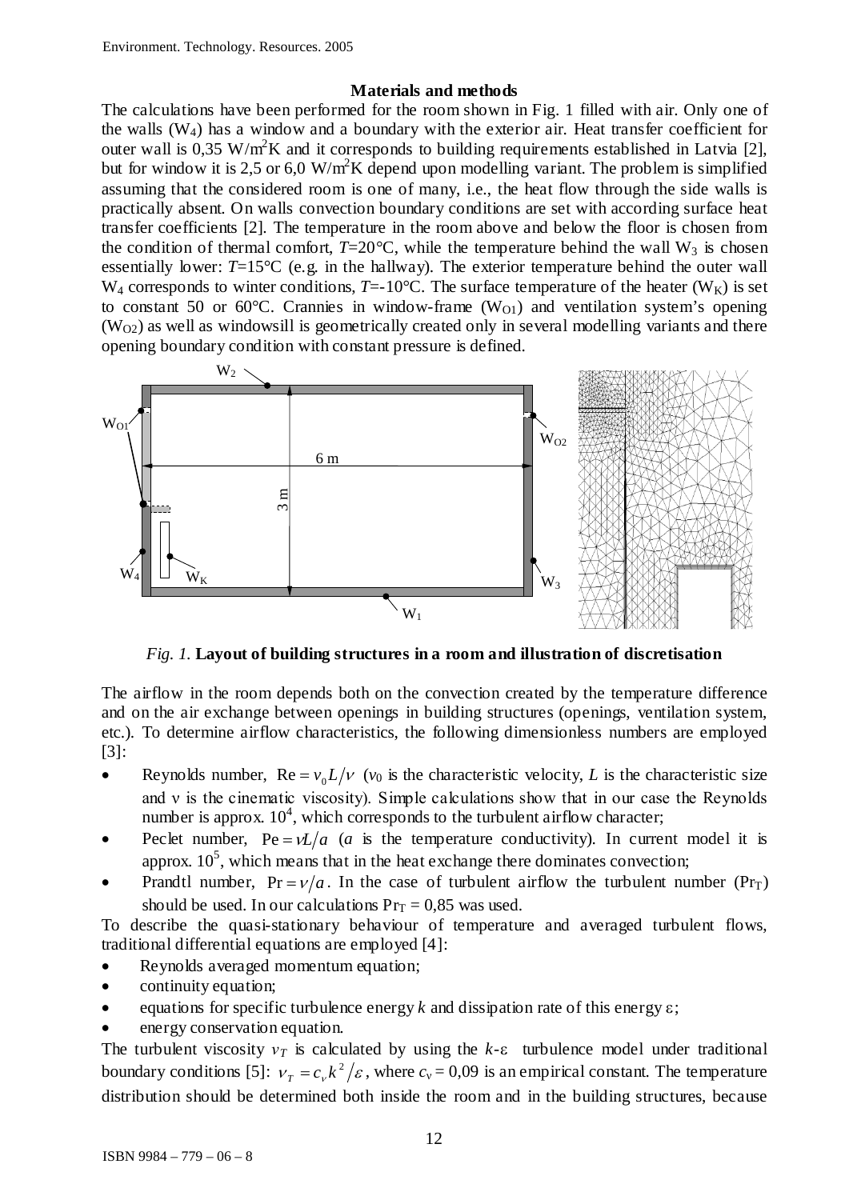### Materials and methods

The calculations have been performed for the room shown in Fig. 1 filled with air. Only one of the walls ($W_4$) has a window and a boundary with the exterior air. Heat transfer coefficient for outer wall is 0,35 W/m$^2$K and it corresponds to building requirements established in Latvia [2], but for window it is 2,5 or 6,0 W/m$^2$K depend upon modelling variant. The problem is simplified assuming that the considered room is one of many, i.e., the heat flow through the side walls is practically absent. On walls convection boundary conditions are set with according surface heat transfer coefficients [2]. The temperature in the room above and below the floor is chosen from the condition of thermal comfort, $T$=20°C, while the temperature behind the wall $W_3$ is chosen essentially lower: $T$=15°C (e.g. in the hallway). The exterior temperature behind the outer wall $W_4$ corresponds to winter conditions, $T$=-10°C. The surface temperature of the heater ($W_K$) is set to constant 50 or 60°C. Crannies in window-frame ($W_{O1}$) and ventilation system's opening ($W_{O2}$) as well as windowsill is geometrically created only in several modelling variants and there opening boundary condition with constant pressure is defined.

*Fig. 1.* **Layout of building structures in a room and illustration of discretisation**

The airflow in the room depends both on the convection created by the temperature difference and on the air exchange between openings in building structures (openings, ventilation system, etc.). To determine airflow characteristics, the following dimensionless numbers are employed [3]:

- Reynolds number, $\mathrm{Re} = v_0 L/\nu$ ($v_0$ is the characteristic velocity, $L$ is the characteristic size and $\nu$ is the cinematic viscosity). Simple calculations show that in our case the Reynolds number is approx. $10^4$, which corresponds to the turbulent airflow character;
- Peclet number, $\mathrm{Pe} = vL/a$ ($a$ is the temperature conductivity). In current model it is approx. $10^5$, which means that in the heat exchange there dominates convection;
- Prandtl number, $\mathrm{Pr} = \nu/a$. In the case of turbulent airflow the turbulent number ($\mathrm{Pr}_T$) should be used. In our calculations $\mathrm{Pr}_T$ = 0,85 was used.

To describe the quasi-stationary behaviour of temperature and averaged turbulent flows, traditional differential equations are employed [4]:

- Reynolds averaged momentum equation;
- continuity equation;
- equations for specific turbulence energy $k$ and dissipation rate of this energy $\varepsilon$;
- energy conservation equation.

The turbulent viscosity $\nu_T$ is calculated by using the $k$-$\varepsilon$ turbulence model under traditional boundary conditions [5]: $\nu_T = c_\nu k^2/\varepsilon$, where $c_\nu$ = 0,09 is an empirical constant. The temperature distribution should be determined both inside the room and in the building structures, because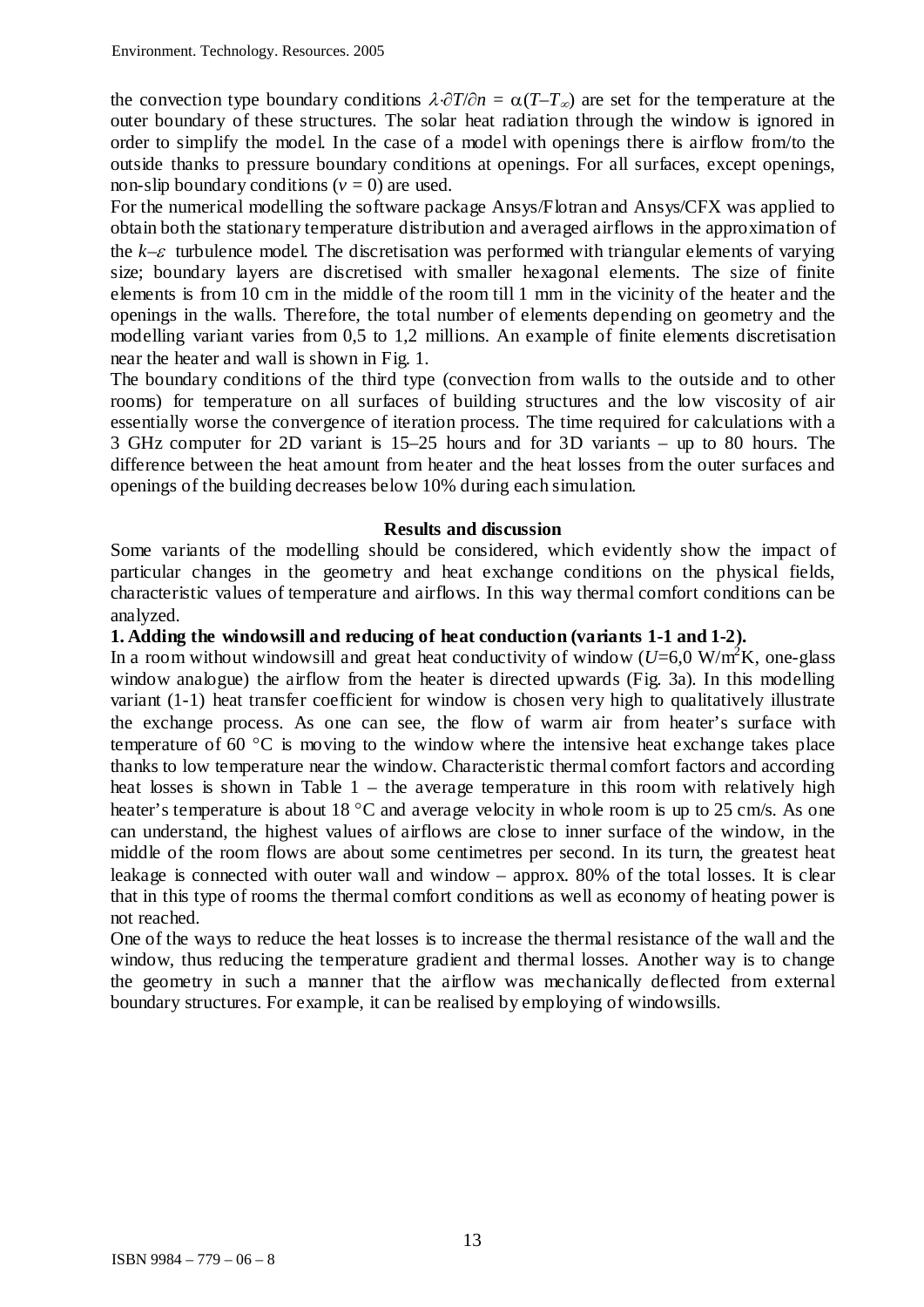the convection type boundary conditions $\lambda \cdot \partial T/\partial n = \alpha(T - T_\infty)$ are set for the temperature at the outer boundary of these structures. The solar heat radiation through the window is ignored in order to simplify the model. In the case of a model with openings there is airflow from/to the outside thanks to pressure boundary conditions at openings. For all surfaces, except openings, non-slip boundary conditions ($v = 0$) are used.

For the numerical modelling the software package Ansys/Flotran and Ansys/CFX was applied to obtain both the stationary temperature distribution and averaged airflows in the approximation of the $k$–$\varepsilon$ turbulence model. The discretisation was performed with triangular elements of varying size; boundary layers are discretised with smaller hexagonal elements. The size of finite elements is from 10 cm in the middle of the room till 1 mm in the vicinity of the heater and the openings in the walls. Therefore, the total number of elements depending on geometry and the modelling variant varies from 0,5 to 1,2 millions. An example of finite elements discretisation near the heater and wall is shown in Fig. 1.

The boundary conditions of the third type (convection from walls to the outside and to other rooms) for temperature on all surfaces of building structures and the low viscosity of air essentially worse the convergence of iteration process. The time required for calculations with a 3 GHz computer for 2D variant is 15–25 hours and for 3D variants – up to 80 hours. The difference between the heat amount from heater and the heat losses from the outer surfaces and openings of the building decreases below 10% during each simulation.

## Results and discussion

Some variants of the modelling should be considered, which evidently show the impact of particular changes in the geometry and heat exchange conditions on the physical fields, characteristic values of temperature and airflows. In this way thermal comfort conditions can be analyzed.

**1. Adding the windowsill and reducing of heat conduction (variants 1-1 and 1-2).**

In a room without windowsill and great heat conductivity of window ($U$=6,0 W/m$^2$K, one-glass window analogue) the airflow from the heater is directed upwards (Fig. 3a). In this modelling variant (1-1) heat transfer coefficient for window is chosen very high to qualitatively illustrate the exchange process. As one can see, the flow of warm air from heater's surface with temperature of 60 °C is moving to the window where the intensive heat exchange takes place thanks to low temperature near the window. Characteristic thermal comfort factors and according heat losses is shown in Table 1 – the average temperature in this room with relatively high heater's temperature is about 18 °C and average velocity in whole room is up to 25 cm/s. As one can understand, the highest values of airflows are close to inner surface of the window, in the middle of the room flows are about some centimetres per second. In its turn, the greatest heat leakage is connected with outer wall and window – approx. 80% of the total losses. It is clear that in this type of rooms the thermal comfort conditions as well as economy of heating power is not reached.

One of the ways to reduce the heat losses is to increase the thermal resistance of the wall and the window, thus reducing the temperature gradient and thermal losses. Another way is to change the geometry in such a manner that the airflow was mechanically deflected from external boundary structures. For example, it can be realised by employing of windowsills.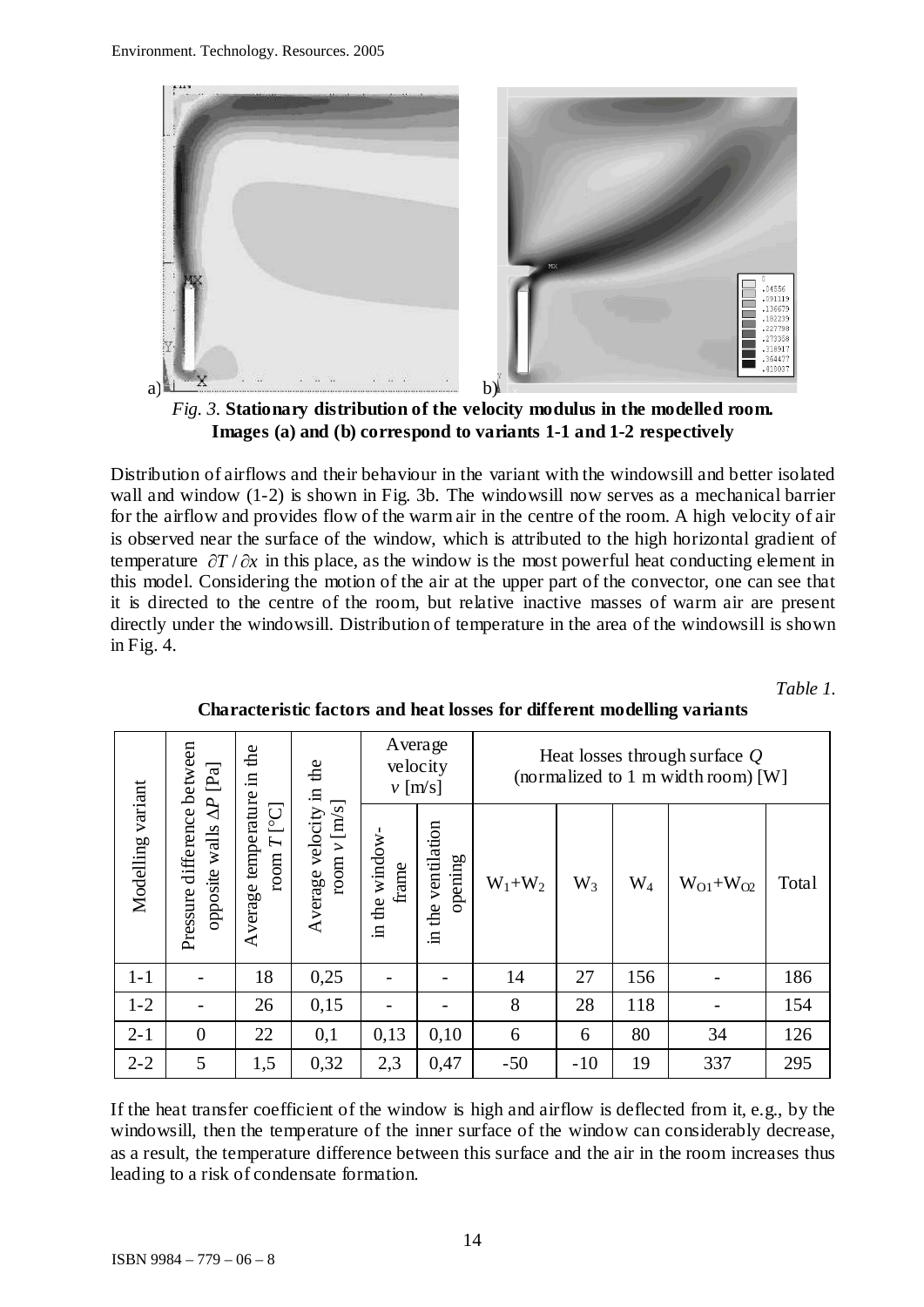*Fig. 3.* **Stationary distribution of the velocity modulus in the modelled room. Images (a) and (b) correspond to variants 1-1 and 1-2 respectively**

Distribution of airflows and their behaviour in the variant with the windowsill and better isolated wall and window (1-2) is shown in Fig. 3b. The windowsill now serves as a mechanical barrier for the airflow and provides flow of the warm air in the centre of the room. A high velocity of air is observed near the surface of the window, which is attributed to the high horizontal gradient of temperature $\partial T / \partial x$ in this place, as the window is the most powerful heat conducting element in this model. Considering the motion of the air at the upper part of the convector, one can see that it is directed to the centre of the room, but relative inactive masses of warm air are present directly under the windowsill. Distribution of temperature in the area of the windowsill is shown in Fig. 4.

*Table 1.*

**Characteristic factors and heat losses for different modelling variants**

| Modelling variant | Pressure difference between opposite walls $\Delta P$ [Pa] | Average temperature in the room $T$ [°C] | Average velocity in the room $v$ [m/s] | Average velocity $v$ [m/s] | | Heat losses through surface $Q$ (normalized to 1 m width room) [W] | | | | |
|---|---|---|---|---|---|---|---|---|---|---|
| | | | | in the window-frame | in the ventilation opening | $W_1$+$W_2$ | $W_3$ | $W_4$ | $W_{O1}$+$W_{O2}$ | Total |
| 1-1 | - | 18 | 0,25 | - | - | 14 | 27 | 156 | - | 186 |
| 1-2 | - | 26 | 0,15 | - | - | 8 | 28 | 118 | - | 154 |
| 2-1 | 0 | 22 | 0,1 | 0,13 | 0,10 | 6 | 6 | 80 | 34 | 126 |
| 2-2 | 5 | 1,5 | 0,32 | 2,3 | 0,47 | -50 | -10 | 19 | 337 | 295 |

If the heat transfer coefficient of the window is high and airflow is deflected from it, e.g., by the windowsill, then the temperature of the inner surface of the window can considerably decrease, as a result, the temperature difference between this surface and the air in the room increases thus leading to a risk of condensate formation.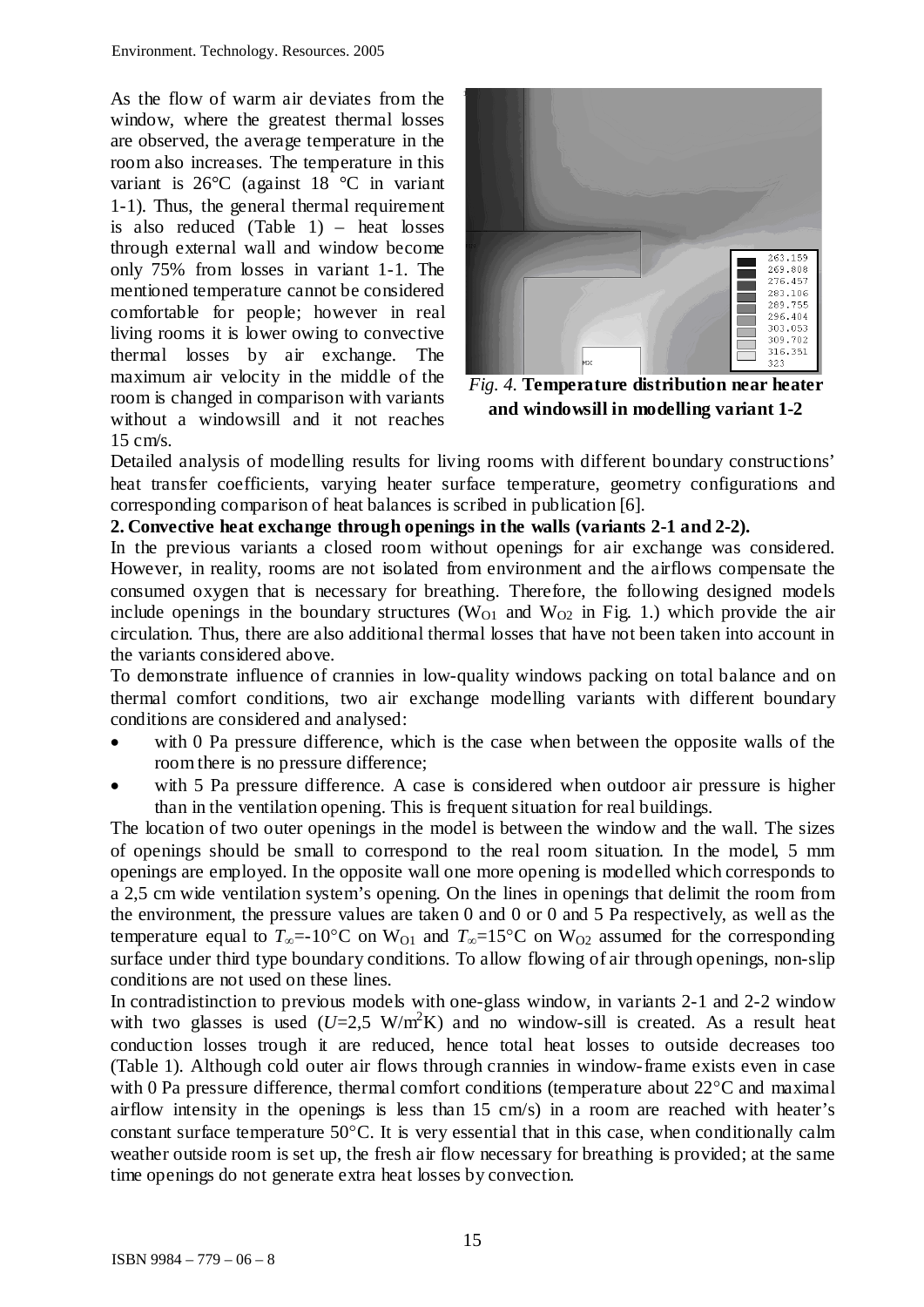As the flow of warm air deviates from the window, where the greatest thermal losses are observed, the average temperature in the room also increases. The temperature in this variant is 26°C (against 18 °C in variant 1-1). Thus, the general thermal requirement is also reduced (Table 1) – heat losses through external wall and window become only 75% from losses in variant 1-1. The mentioned temperature cannot be considered comfortable for people; however in real living rooms it is lower owing to convective thermal losses by air exchange. The maximum air velocity in the middle of the room is changed in comparison with variants without a windowsill and it not reaches 15 cm/s.

*Fig. 4.* **Temperature distribution near heater and windowsill in modelling variant 1-2**

Detailed analysis of modelling results for living rooms with different boundary constructions' heat transfer coefficients, varying heater surface temperature, geometry configurations and corresponding comparison of heat balances is scribed in publication [6].

**2. Convective heat exchange through openings in the walls (variants 2-1 and 2-2).**

In the previous variants a closed room without openings for air exchange was considered. However, in reality, rooms are not isolated from environment and the airflows compensate the consumed oxygen that is necessary for breathing. Therefore, the following designed models include openings in the boundary structures ($W_{O1}$ and $W_{O2}$ in Fig. 1.) which provide the air circulation. Thus, there are also additional thermal losses that have not been taken into account in the variants considered above.

To demonstrate influence of crannies in low-quality windows packing on total balance and on thermal comfort conditions, two air exchange modelling variants with different boundary conditions are considered and analysed:

- with 0 Pa pressure difference, which is the case when between the opposite walls of the room there is no pressure difference;
- with 5 Pa pressure difference. A case is considered when outdoor air pressure is higher than in the ventilation opening. This is frequent situation for real buildings.

The location of two outer openings in the model is between the window and the wall. The sizes of openings should be small to correspond to the real room situation. In the model, 5 mm openings are employed. In the opposite wall one more opening is modelled which corresponds to a 2,5 cm wide ventilation system's opening. On the lines in openings that delimit the room from the environment, the pressure values are taken 0 and 0 or 0 and 5 Pa respectively, as well as the temperature equal to $T_{\infty}$=-10°C on $W_{O1}$ and $T_{\infty}$=15°C on $W_{O2}$ assumed for the corresponding surface under third type boundary conditions. To allow flowing of air through openings, non-slip conditions are not used on these lines.

In contradistinction to previous models with one-glass window, in variants 2-1 and 2-2 window with two glasses is used ($U$=2,5 W/m$^2$K) and no window-sill is created. As a result heat conduction losses trough it are reduced, hence total heat losses to outside decreases too (Table 1). Although cold outer air flows through crannies in window-frame exists even in case with 0 Pa pressure difference, thermal comfort conditions (temperature about 22°C and maximal airflow intensity in the openings is less than 15 cm/s) in a room are reached with heater's constant surface temperature 50°C. It is very essential that in this case, when conditionally calm weather outside room is set up, the fresh air flow necessary for breathing is provided; at the same time openings do not generate extra heat losses by convection.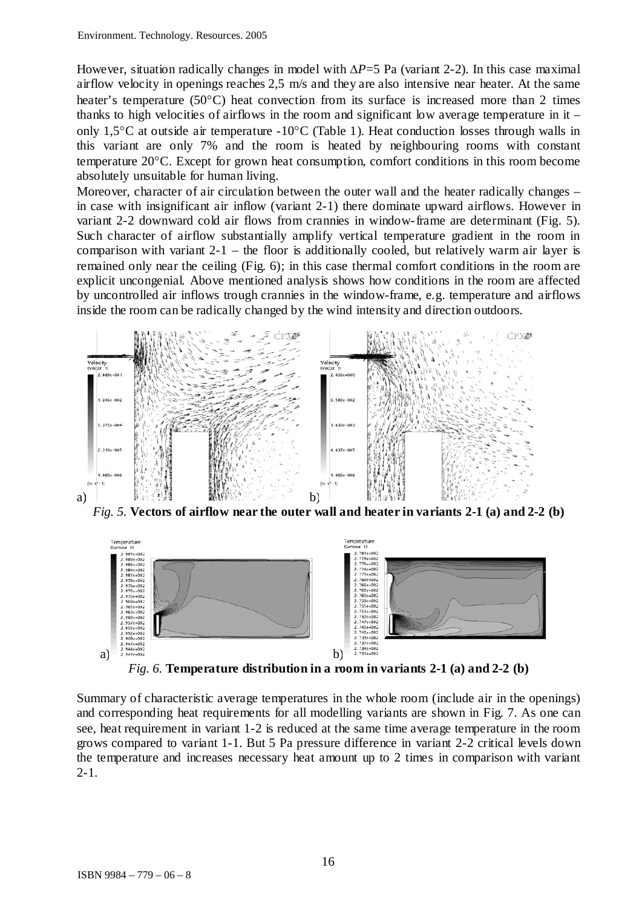However, situation radically changes in model with $\Delta P$=5 Pa (variant 2-2). In this case maximal airflow velocity in openings reaches 2,5 m/s and they are also intensive near heater. At the same heater's temperature (50°C) heat convection from its surface is increased more than 2 times thanks to high velocities of airflows in the room and significant low average temperature in it – only 1,5°C at outside air temperature -10°C (Table 1). Heat conduction losses through walls in this variant are only 7% and the room is heated by neighbouring rooms with constant temperature 20°C. Except for grown heat consumption, comfort conditions in this room become absolutely unsuitable for human living.

Moreover, character of air circulation between the outer wall and the heater radically changes – in case with insignificant air inflow (variant 2-1) there dominate upward airflows. However in variant 2-2 downward cold air flows from crannies in window-frame are determinant (Fig. 5). Such character of airflow substantially amplify vertical temperature gradient in the room in comparison with variant 2-1 – the floor is additionally cooled, but relatively warm air layer is remained only near the ceiling (Fig. 6); in this case thermal comfort conditions in the room are explicit uncongenial. Above mentioned analysis shows how conditions in the room are affected by uncontrolled air inflows trough crannies in the window-frame, e.g. temperature and airflows inside the room can be radically changed by the wind intensity and direction outdoors.

*Fig. 5.* **Vectors of airflow near the outer wall and heater in variants 2-1 (a) and 2-2 (b)**

*Fig. 6.* **Temperature distribution in a room in variants 2-1 (a) and 2-2 (b)**

Summary of characteristic average temperatures in the whole room (include air in the openings) and corresponding heat requirements for all modelling variants are shown in Fig. 7. As one can see, heat requirement in variant 1-2 is reduced at the same time average temperature in the room grows compared to variant 1-1. But 5 Pa pressure difference in variant 2-2 critical levels down the temperature and increases necessary heat amount up to 2 times in comparison with variant 2-1.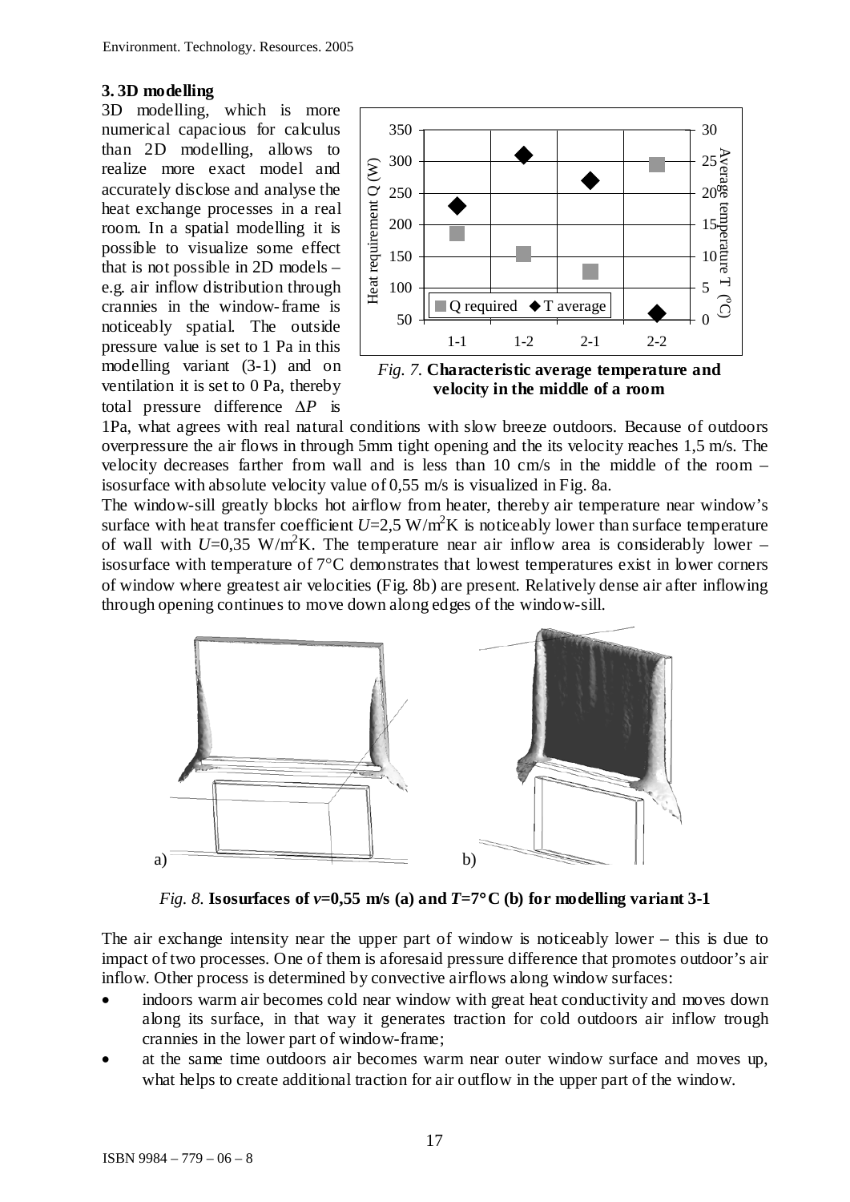## 3. 3D modelling

3D modelling, which is more numerical capacious for calculus than 2D modelling, allows to realize more exact model and accurately disclose and analyse the heat exchange processes in a real room. In a spatial modelling it is possible to visualize some effect that is not possible in 2D models – e.g. air inflow distribution through crannies in the window-frame is noticeably spatial. The outside pressure value is set to 1 Pa in this modelling variant (3-1) and on ventilation it is set to 0 Pa, thereby total pressure difference $\Delta P$ is 1Pa, what agrees with real natural conditions with slow breeze outdoors. Because of outdoors overpressure the air flows in through 5mm tight opening and the its velocity reaches 1,5 m/s. The velocity decreases farther from wall and is less than 10 cm/s in the middle of the room – isosurface with absolute velocity value of 0,55 m/s is visualized in Fig. 8a.

*Fig. 7.* **Characteristic average temperature and velocity in the middle of a room**

The window-sill greatly blocks hot airflow from heater, thereby air temperature near window's surface with heat transfer coefficient $U$=2,5 W/m$^2$K is noticeably lower than surface temperature of wall with $U$=0,35 W/m$^2$K. The temperature near air inflow area is considerably lower – isosurface with temperature of 7°C demonstrates that lowest temperatures exist in lower corners of window where greatest air velocities (Fig. 8b) are present. Relatively dense air after inflowing through opening continues to move down along edges of the window-sill.

*Fig. 8.* **Isosurfaces of $v$=0,55 m/s (a) and $T$=7°C (b) for modelling variant 3-1**

The air exchange intensity near the upper part of window is noticeably lower – this is due to impact of two processes. One of them is aforesaid pressure difference that promotes outdoor's air inflow. Other process is determined by convective airflows along window surfaces:

- indoors warm air becomes cold near window with great heat conductivity and moves down along its surface, in that way it generates traction for cold outdoors air inflow trough crannies in the lower part of window-frame;
- at the same time outdoors air becomes warm near outer window surface and moves up, what helps to create additional traction for air outflow in the upper part of the window.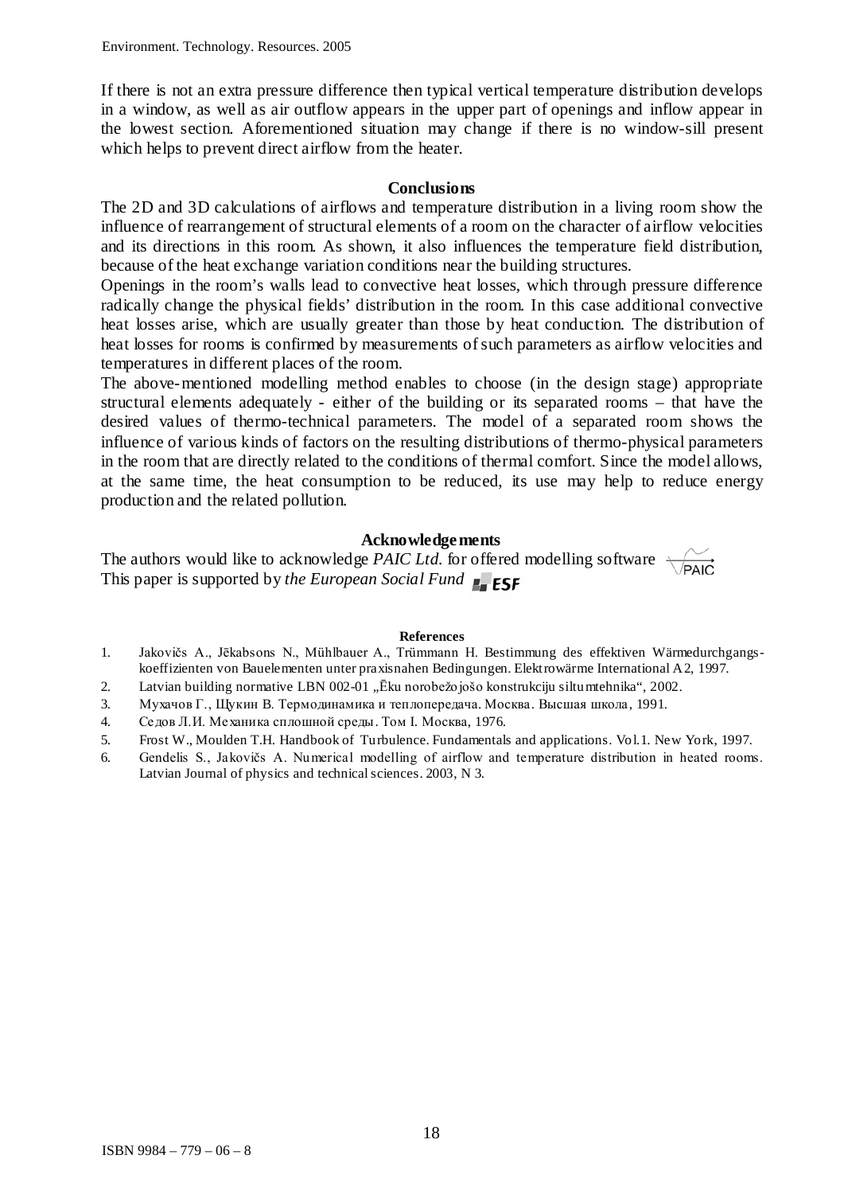If there is not an extra pressure difference then typical vertical temperature distribution develops in a window, as well as air outflow appears in the upper part of openings and inflow appear in the lowest section. Aforementioned situation may change if there is no window-sill present which helps to prevent direct airflow from the heater.

## Conclusions

The 2D and 3D calculations of airflows and temperature distribution in a living room show the influence of rearrangement of structural elements of a room on the character of airflow velocities and its directions in this room. As shown, it also influences the temperature field distribution, because of the heat exchange variation conditions near the building structures.

Openings in the room's walls lead to convective heat losses, which through pressure difference radically change the physical fields' distribution in the room. In this case additional convective heat losses arise, which are usually greater than those by heat conduction. The distribution of heat losses for rooms is confirmed by measurements of such parameters as airflow velocities and temperatures in different places of the room.

The above-mentioned modelling method enables to choose (in the design stage) appropriate structural elements adequately - either of the building or its separated rooms – that have the desired values of thermo-technical parameters. The model of a separated room shows the influence of various kinds of factors on the resulting distributions of thermo-physical parameters in the room that are directly related to the conditions of thermal comfort. Since the model allows, at the same time, the heat consumption to be reduced, its use may help to reduce energy production and the related pollution.

## Acknowledgements

The authors would like to acknowledge *PAIC Ltd.* for offered modelling software PAIC

This paper is supported by *the European Social Fund* ESF

### References

1. Jakovičs A., Jēkabsons N., Mühlbauer A., Trümmann H. Bestimmung des effektiven Wärmedurchgangskoeffizienten von Bauelementen unter praxisnahen Bedingungen. Elektrowärme International A2, 1997.
2. Latvian building normative LBN 002-01 „Ēku norobežojošo konstrukciju siltumtehnika“, 2002.
3. Мухачов Г., Щукин В. Термодинамика и теплопередача. Москва. Высшая школа, 1991.
4. Седов Л.И. Механика сплошной среды. Том I. Москва, 1976.
5. Frost W., Moulden T.H. Handbook of Turbulence. Fundamentals and applications. Vol.1. New York, 1997.
6. Gendelis S., Jakovičs A. Numerical modelling of airflow and temperature distribution in heated rooms. Latvian Journal of physics and technical sciences. 2003, N 3.